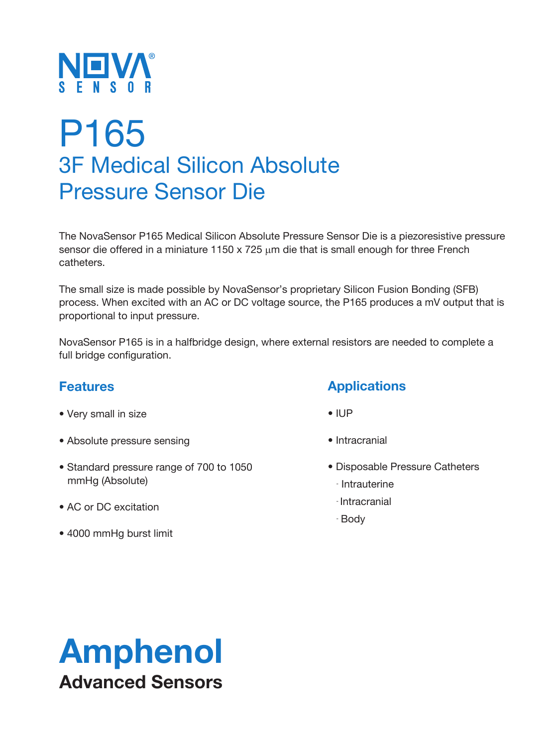NOVA® SENSOR

# P165

## 3F Medical Silicon Absolute Pressure Sensor Die

The NovaSensor P165 Medical Silicon Absolute Pressure Sensor Die is a piezoresistive pressure sensor die offered in a miniature 1150 x 725 µm die that is small enough for three French catheters.

The small size is made possible by NovaSensor's proprietary Silicon Fusion Bonding (SFB) process. When excited with an AC or DC voltage source, the P165 produces a mV output that is proportional to input pressure.

NovaSensor P165 is in a halfbridge design, where external resistors are needed to complete a full bridge configuration.

### Features

- Very small in size
- Absolute pressure sensing
- Standard pressure range of 700 to 1050 mmHg (Absolute)
- AC or DC excitation
- 4000 mmHg burst limit

### Applications

- IUP
- Intracranial
- Disposable Pressure Catheters
  - Intrauterine
  - Intracranial
  - Body

**Amphenol**
**Advanced Sensors**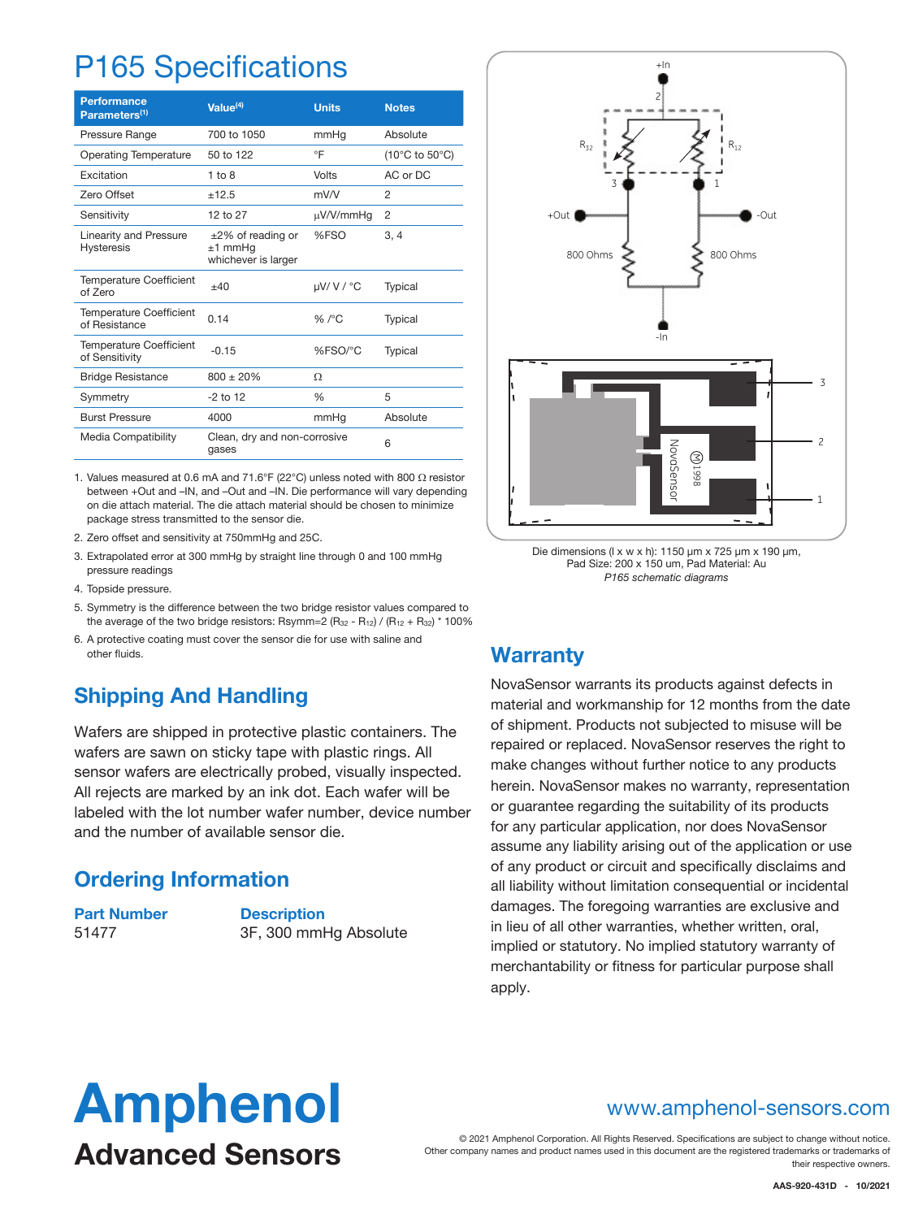# P165 Specifications

| Performance Parameters[1] | Value[4] | Units | Notes |
|---|---|---|---|
| Pressure Range | 700 to 1050 | mmHg | Absolute |
| Operating Temperature | 50 to 122 | °F | (10°C to 50°C) |
| Excitation | 1 to 8 | Volts | AC or DC |
| Zero Offset | ±12.5 | mV/V | 2 |
| Sensitivity | 12 to 27 | µV/V/mmHg | 2 |
| Linearity and Pressure Hysteresis | ±2% of reading or ±1 mmHg whichever is larger | %FSO | 3, 4 |
| Temperature Coefficient of Zero | ±40 | µV/ V / °C | Typical |
| Temperature Coefficient of Resistance | 0.14 | % /°C | Typical |
| Temperature Coefficient of Sensitivity | -0.15 | %FSO/°C | Typical |
| Bridge Resistance | 800 ± 20% | Ω | |
| Symmetry | -2 to 12 | % | 5 |
| Burst Pressure | 4000 | mmHg | Absolute |
| Media Compatibility | Clean, dry and non-corrosive gases | | 6 |

1. Values measured at 0.6 mA and 71.6°F (22°C) unless noted with 800 Ω resistor between +Out and –IN, and –Out and –IN. Die performance will vary depending on die attach material. The die attach material should be chosen to minimize package stress transmitted to the sensor die.
2. Zero offset and sensitivity at 750mmHg and 25C.
3. Extrapolated error at 300 mmHg by straight line through 0 and 100 mmHg pressure readings
4. Topside pressure.
5. Symmetry is the difference between the two bridge resistor values compared to the average of the two bridge resistors: Rsymm=2 ($R_{32}$ - $R_{12}$) / ($R_{12}$ + $R_{32}$) * 100%
6. A protective coating must cover the sensor die for use with saline and other fluids.

+In
2
$R_{32}$
$R_{12}$
3
1
+Out
-Out
800 Ohms
800 Ohms
-In

3
2
1
NovaSensor
Ⓜ1998

Die dimensions (l x w x h): 1150 µm x 725 µm x 190 µm,
Pad Size: 200 x 150 um, Pad Material: Au
*P165 schematic diagrams*

## Shipping And Handling

Wafers are shipped in protective plastic containers. The wafers are sawn on sticky tape with plastic rings. All sensor wafers are electrically probed, visually inspected. All rejects are marked by an ink dot. Each wafer will be labeled with the lot number wafer number, device number and the number of available sensor die.

## Ordering Information

| Part Number | Description |
|---|---|
| 51477 | 3F, 300 mmHg Absolute |

## Warranty

NovaSensor warrants its products against defects in material and workmanship for 12 months from the date of shipment. Products not subjected to misuse will be repaired or replaced. NovaSensor reserves the right to make changes without further notice to any products herein. NovaSensor makes no warranty, representation or guarantee regarding the suitability of its products for any particular application, nor does NovaSensor assume any liability arising out of the application or use of any product or circuit and specifically disclaims and all liability without limitation consequential or incidental damages. The foregoing warranties are exclusive and in lieu of all other warranties, whether written, oral, implied or statutory. No implied statutory warranty of merchantability or fitness for particular purpose shall apply.

**Amphenol**
**Advanced Sensors**

www.amphenol-sensors.com

© 2021 Amphenol Corporation. All Rights Reserved. Specifications are subject to change without notice. Other company names and product names used in this document are the registered trademarks or trademarks of their respective owners.

AAS-920-431D - 10/2021